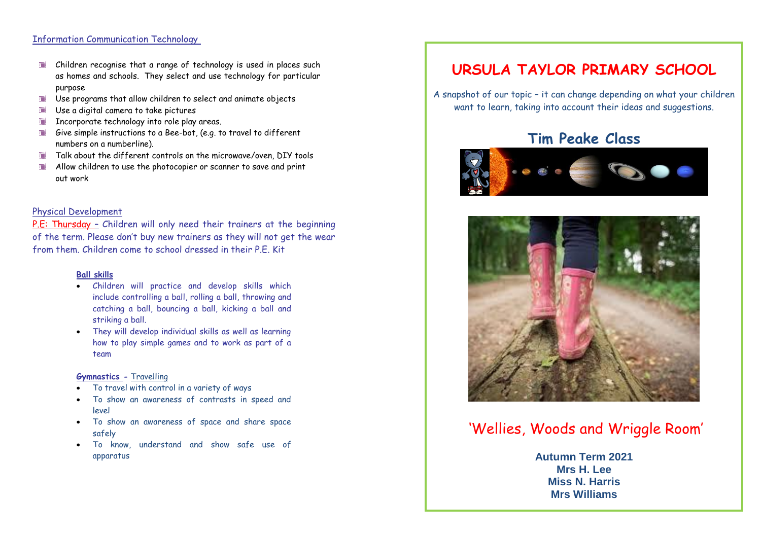## Information Communication Technology

- Children recognise that a range of technology is used in places such as homes and schools. They select and use technology for particular purpose
- Use programs that allow children to select and animate objects
- Use a digital camera to take pictures
- Incorporate technology into role play areas.
- Give simple instructions to a Bee-bot, (e.g. to travel to different numbers on a numberline).
- Talk about the different controls on the microwave/oven, DIY tools
- Allow children to use the photocopier or scanner to save and print out work

## Physical Development

P.E: Thursday – Children will only need their trainers at the beginning of the term. Please don't buy new trainers as they will not get the wear from them. Children come to school dressed in their P.E. Kit

### Ball skills

- Children will practice and develop skills which include controlling a ball, rolling a ball, throwing and catching a ball, bouncing a ball, kicking a ball and striking a ball.
- They will develop individual skills as well as learning how to play simple games and to work as part of a team

### Gymnastics - Travelling

- To travel with control in a variety of ways
- To show an awareness of contrasts in speed and level
- To show an awareness of space and share space safely
- To know, understand and show safe use of apparatus

# URSULA TAYLOR PRIMARY SCHOOL

A snapshot of our topic – it can change depending on what your children want to learn, taking into account their ideas and suggestions.

## Tim Peake Class

## 'Wellies, Woods and Wriggle Room'

**Autumn Term 2021**
**Mrs H. Lee**
**Miss N. Harris**
**Mrs Williams**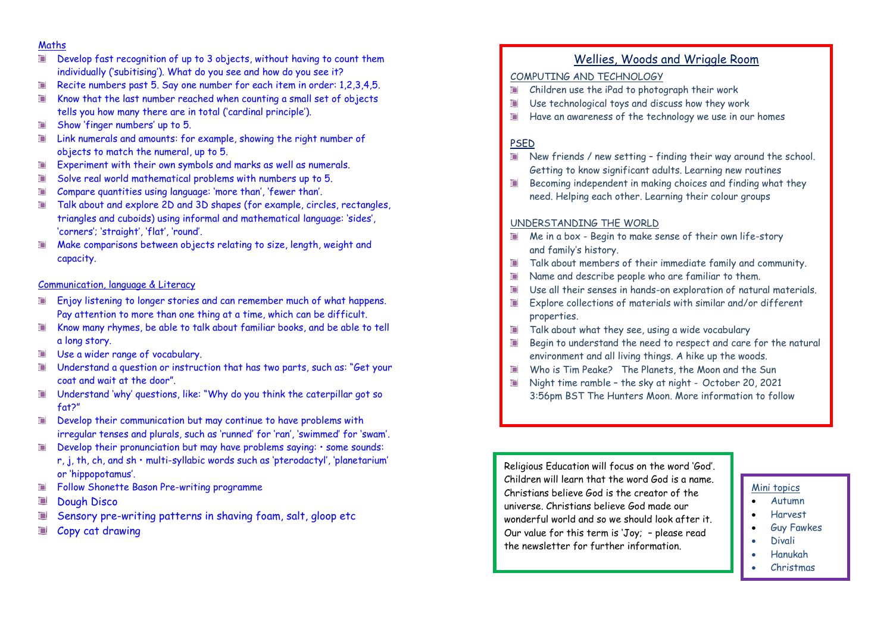## Maths

- Develop fast recognition of up to 3 objects, without having to count them individually ('subitising'). What do you see and how do you see it?
- Recite numbers past 5. Say one number for each item in order: 1,2,3,4,5.
- Know that the last number reached when counting a small set of objects tells you how many there are in total ('cardinal principle').
- Show 'finger numbers' up to 5.
- Link numerals and amounts: for example, showing the right number of objects to match the numeral, up to 5.
- Experiment with their own symbols and marks as well as numerals.
- Solve real world mathematical problems with numbers up to 5.
- Compare quantities using language: 'more than', 'fewer than'.
- Talk about and explore 2D and 3D shapes (for example, circles, rectangles, triangles and cuboids) using informal and mathematical language: 'sides', 'corners'; 'straight', 'flat', 'round'.
- Make comparisons between objects relating to size, length, weight and capacity.

## Communication, language & Literacy

- Enjoy listening to longer stories and can remember much of what happens. Pay attention to more than one thing at a time, which can be difficult.
- Know many rhymes, be able to talk about familiar books, and be able to tell a long story.
- Use a wider range of vocabulary.
- Understand a question or instruction that has two parts, such as: "Get your coat and wait at the door".
- Understand 'why' questions, like: "Why do you think the caterpillar got so fat?"
- Develop their communication but may continue to have problems with irregular tenses and plurals, such as 'runned' for 'ran', 'swimmed' for 'swam'.
- Develop their pronunciation but may have problems saying: • some sounds: r, j, th, ch, and sh • multi-syllabic words such as 'pterodactyl', 'planetarium' or 'hippopotamus'.
- Follow Shonette Bason Pre-writing programme
- Dough Disco
- Sensory pre-writing patterns in shaving foam, salt, gloop etc
- Copy cat drawing

## Wellies, Woods and Wriggle Room

### COMPUTING AND TECHNOLOGY

- Children use the iPad to photograph their work
- Use technological toys and discuss how they work
- Have an awareness of the technology we use in our homes

### PSED

- New friends / new setting – finding their way around the school. Getting to know significant adults. Learning new routines
- Becoming independent in making choices and finding what they need. Helping each other. Learning their colour groups

### UNDERSTANDING THE WORLD

- Me in a box - Begin to make sense of their own life-story and family's history.
- Talk about members of their immediate family and community.
- Name and describe people who are familiar to them.
- Use all their senses in hands-on exploration of natural materials.
- Explore collections of materials with similar and/or different properties.
- Talk about what they see, using a wide vocabulary
- Begin to understand the need to respect and care for the natural environment and all living things. A hike up the woods.
- Who is Tim Peake? The Planets, the Moon and the Sun
- Night time ramble – the sky at night - October 20, 2021 3:56pm BST The Hunters Moon. More information to follow

Religious Education will focus on the word 'God'. Children will learn that the word God is a name. Christians believe God is the creator of the universe. Christians believe God made our wonderful world and so we should look after it. Our value for this term is 'Joy; – please read the newsletter for further information.

### Mini topics

- Autumn
- Harvest
- Guy Fawkes
- Divali
- Hanukah
- Christmas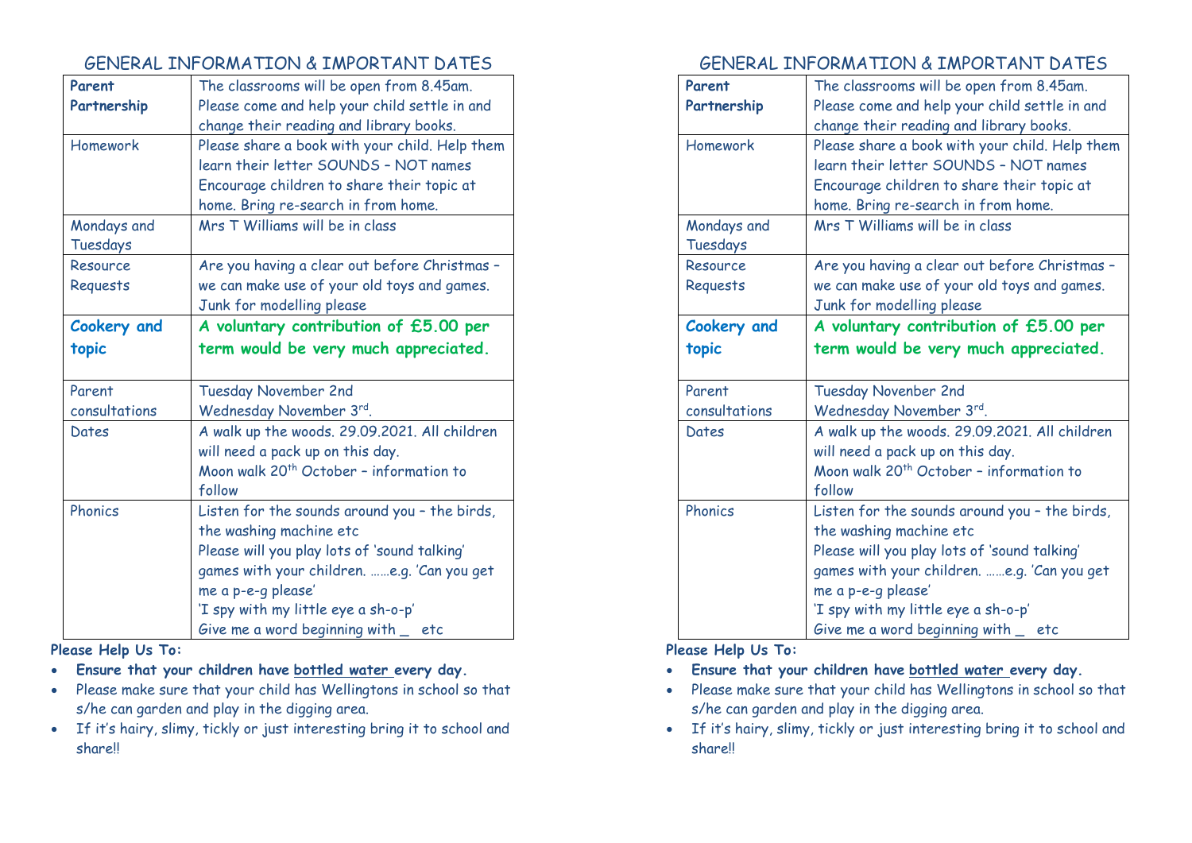## GENERAL INFORMATION & IMPORTANT DATES

| | |
|---|---|
| **Parent Partnership** | The classrooms will be open from 8.45am. Please come and help your child settle in and change their reading and library books. |
| Homework | Please share a book with your child. Help them learn their letter SOUNDS – NOT names Encourage children to share their topic at home. Bring re-search in from home. |
| Mondays and Tuesdays | Mrs T Williams will be in class |
| Resource Requests | Are you having a clear out before Christmas – we can make use of your old toys and games. Junk for modelling please |
| **Cookery and topic** | **A voluntary contribution of £5.00 per term would be very much appreciated.** |
| Parent consultations | Tuesday November 2nd<br>Wednesday November 3rd. |
| Dates | A walk up the woods. 29.09.2021. All children will need a pack up on this day.<br>Moon walk 20th October – information to follow |
| Phonics | Listen for the sounds around you – the birds, the washing machine etc<br>Please will you play lots of 'sound talking' games with your children. ……e.g. 'Can you get me a p-e-g please'<br>'I spy with my little eye a sh-o-p'<br>Give me a word beginning with _ etc |

**Please Help Us To:**

- **Ensure that your children have bottled water every day.**
- Please make sure that your child has Wellingtons in school so that s/he can garden and play in the digging area.
- If it's hairy, slimy, tickly or just interesting bring it to school and share!!

## GENERAL INFORMATION & IMPORTANT DATES

| | |
|---|---|
| **Parent Partnership** | The classrooms will be open from 8.45am. Please come and help your child settle in and change their reading and library books. |
| Homework | Please share a book with your child. Help them learn their letter SOUNDS – NOT names Encourage children to share their topic at home. Bring re-search in from home. |
| Mondays and Tuesdays | Mrs T Williams will be in class |
| Resource Requests | Are you having a clear out before Christmas – we can make use of your old toys and games. Junk for modelling please |
| **Cookery and topic** | **A voluntary contribution of £5.00 per term would be very much appreciated.** |
| Parent consultations | Tuesday Novenber 2nd<br>Wednesday November 3rd. |
| Dates | A walk up the woods. 29.09.2021. All children will need a pack up on this day.<br>Moon walk 20th October – information to follow |
| Phonics | Listen for the sounds around you – the birds, the washing machine etc<br>Please will you play lots of 'sound talking' games with your children. ……e.g. 'Can you get me a p-e-g please'<br>'I spy with my little eye a sh-o-p'<br>Give me a word beginning with _ etc |

**Please Help Us To:**

- **Ensure that your children have bottled water every day.**
- Please make sure that your child has Wellingtons in school so that s/he can garden and play in the digging area.
- If it's hairy, slimy, tickly or just interesting bring it to school and share!!